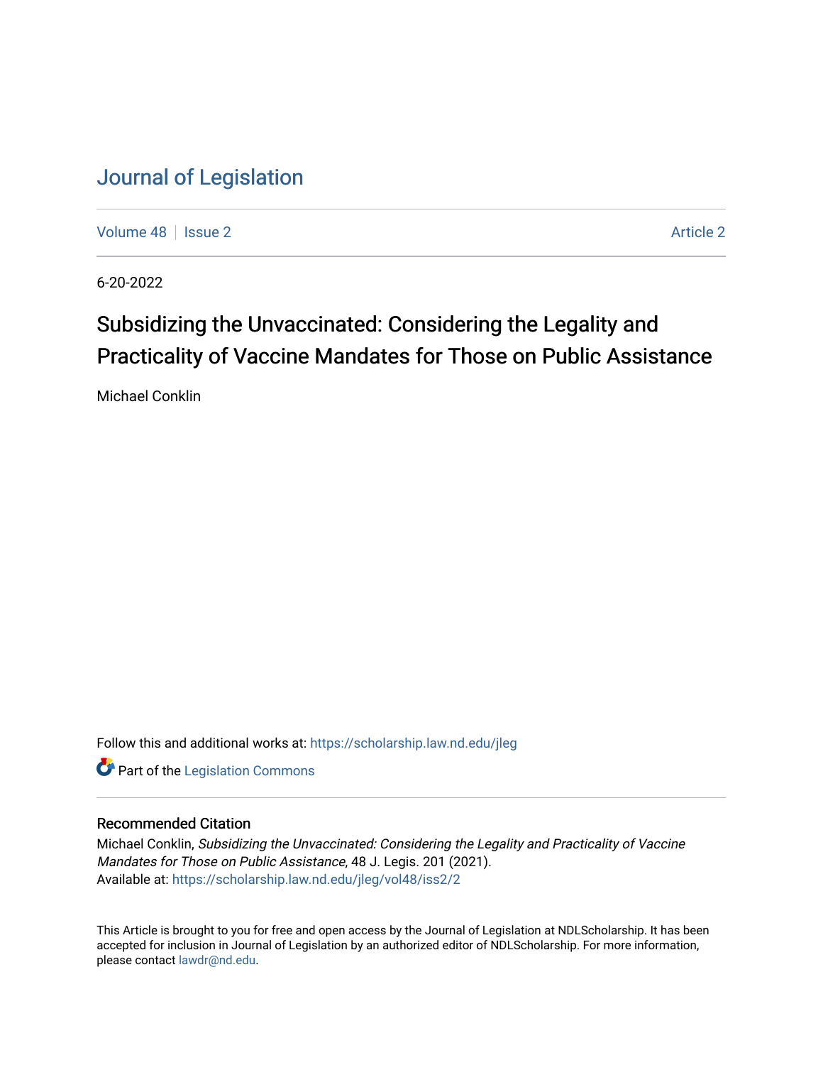# Journal of Legislation

Volume 48 | Issue 2 | Article 2

6-20-2022

## Subsidizing the Unvaccinated: Considering the Legality and Practicality of Vaccine Mandates for Those on Public Assistance

Michael Conklin

Follow this and additional works at: https://scholarship.law.nd.edu/jleg

Part of the Legislation Commons

### Recommended Citation

Michael Conklin, *Subsidizing the Unvaccinated: Considering the Legality and Practicality of Vaccine Mandates for Those on Public Assistance*, 48 J. Legis. 201 (2021).
Available at: https://scholarship.law.nd.edu/jleg/vol48/iss2/2

This Article is brought to you for free and open access by the Journal of Legislation at NDLScholarship. It has been accepted for inclusion in Journal of Legislation by an authorized editor of NDLScholarship. For more information, please contact lawdr@nd.edu.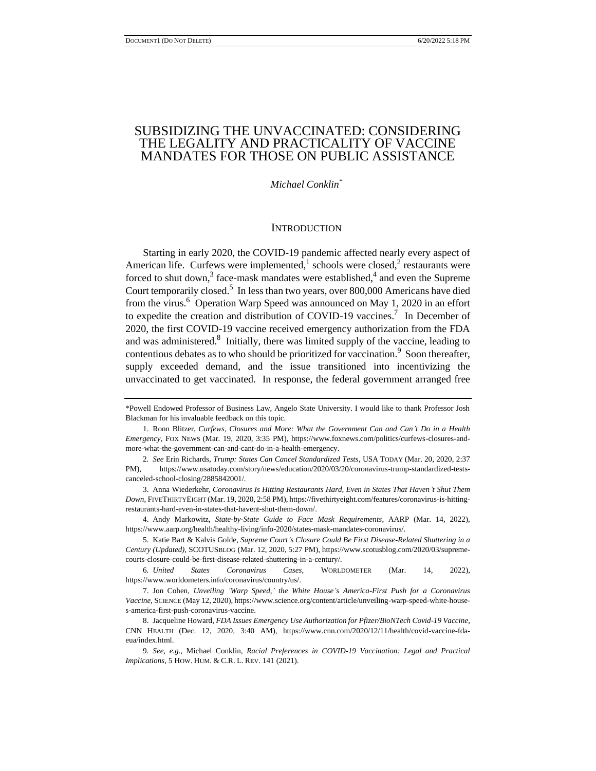# SUBSIDIZING THE UNVACCINATED: CONSIDERING THE LEGALITY AND PRACTICALITY OF VACCINE MANDATES FOR THOSE ON PUBLIC ASSISTANCE

*Michael Conklin*[*]

## INTRODUCTION

Starting in early 2020, the COVID-19 pandemic affected nearly every aspect of American life. Curfews were implemented,[1] schools were closed,[2] restaurants were forced to shut down,[3] face-mask mandates were established,[4] and even the Supreme Court temporarily closed.[5] In less than two years, over 800,000 Americans have died from the virus.[6] Operation Warp Speed was announced on May 1, 2020 in an effort to expedite the creation and distribution of COVID-19 vaccines.[7] In December of 2020, the first COVID-19 vaccine received emergency authorization from the FDA and was administered.[8] Initially, there was limited supply of the vaccine, leading to contentious debates as to who should be prioritized for vaccination.[9] Soon thereafter, supply exceeded demand, and the issue transitioned into incentivizing the unvaccinated to get vaccinated. In response, the federal government arranged free

---

*Powell Endowed Professor of Business Law, Angelo State University. I would like to thank Professor Josh Blackman for his invaluable feedback on this topic.

1. Ronn Blitzer, *Curfews, Closures and More: What the Government Can and Can't Do in a Health Emergency*, FOX NEWS (Mar. 19, 2020, 3:35 PM), https://www.foxnews.com/politics/curfews-closures-and-more-what-the-government-can-and-cant-do-in-a-health-emergency.

2. *See* Erin Richards, *Trump: States Can Cancel Standardized Tests*, USA TODAY (Mar. 20, 2020, 2:37 PM), https://www.usatoday.com/story/news/education/2020/03/20/coronavirus-trump-standardized-tests-canceled-school-closing/2885842001/.

3. Anna Wiederkehr, *Coronavirus Is Hitting Restaurants Hard, Even in States That Haven't Shut Them Down*, FIVETHIRTYEIGHT (Mar. 19, 2020, 2:58 PM), https://fivethirtyeight.com/features/coronavirus-is-hitting-restaurants-hard-even-in-states-that-havent-shut-them-down/.

4. Andy Markowitz, *State-by-State Guide to Face Mask Requirements*, AARP (Mar. 14, 2022), https://www.aarp.org/health/healthy-living/info-2020/states-mask-mandates-coronavirus/.

5. Katie Bart & Kalvis Golde, *Supreme Court's Closure Could Be First Disease-Related Shuttering in a Century (Updated)*, SCOTUSBLOG (Mar. 12, 2020, 5:27 PM), https://www.scotusblog.com/2020/03/supreme-courts-closure-could-be-first-disease-related-shuttering-in-a-century/.

6. *United States Coronavirus Cases*, WORLDOMETER (Mar. 14, 2022), https://www.worldometers.info/coronavirus/country/us/.

7. Jon Cohen, *Unveiling 'Warp Speed,' the White House's America-First Push for a Coronavirus Vaccine*, SCIENCE (May 12, 2020), https://www.science.org/content/article/unveiling-warp-speed-white-house-s-america-first-push-coronavirus-vaccine.

8. Jacqueline Howard, *FDA Issues Emergency Use Authorization for Pfizer/BioNTech Covid-19 Vaccine*, CNN HEALTH (Dec. 12, 2020, 3:40 AM), https://www.cnn.com/2020/12/11/health/covid-vaccine-fda-eua/index.html.

9. *See, e.g.*, Michael Conklin, *Racial Preferences in COVID-19 Vaccination: Legal and Practical Implications*, 5 HOW. HUM. & C.R. L. REV. 141 (2021).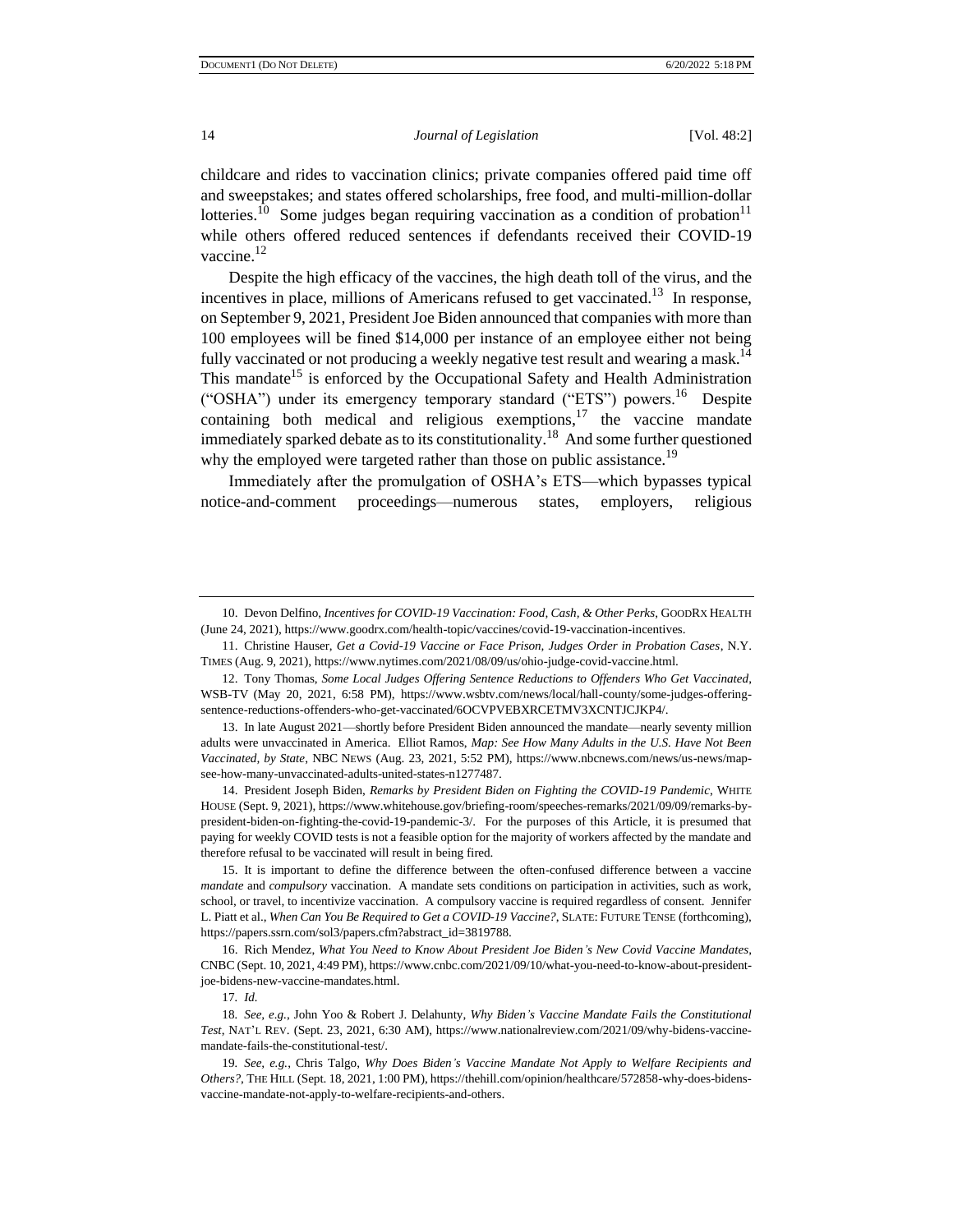childcare and rides to vaccination clinics; private companies offered paid time off and sweepstakes; and states offered scholarships, free food, and multi-million-dollar lotteries.[10] Some judges began requiring vaccination as a condition of probation[11] while others offered reduced sentences if defendants received their COVID-19 vaccine.[12]

Despite the high efficacy of the vaccines, the high death toll of the virus, and the incentives in place, millions of Americans refused to get vaccinated.[13] In response, on September 9, 2021, President Joe Biden announced that companies with more than 100 employees will be fined $14,000 per instance of an employee either not being fully vaccinated or not producing a weekly negative test result and wearing a mask.[14] This mandate[15] is enforced by the Occupational Safety and Health Administration ("OSHA") under its emergency temporary standard ("ETS") powers.[16] Despite containing both medical and religious exemptions,[17] the vaccine mandate immediately sparked debate as to its constitutionality.[18] And some further questioned why the employed were targeted rather than those on public assistance.[19]

Immediately after the promulgation of OSHA's ETS—which bypasses typical notice-and-comment proceedings—numerous states, employers, religious

---

10. Devon Delfino, *Incentives for COVID-19 Vaccination: Food, Cash, & Other Perks*, GOODRX HEALTH (June 24, 2021), https://www.goodrx.com/health-topic/vaccines/covid-19-vaccination-incentives.

11. Christine Hauser, *Get a Covid-19 Vaccine or Face Prison, Judges Order in Probation Cases*, N.Y. TIMES (Aug. 9, 2021), https://www.nytimes.com/2021/08/09/us/ohio-judge-covid-vaccine.html.

12. Tony Thomas, *Some Local Judges Offering Sentence Reductions to Offenders Who Get Vaccinated*, WSB-TV (May 20, 2021, 6:58 PM), https://www.wsbtv.com/news/local/hall-county/some-judges-offering-sentence-reductions-offenders-who-get-vaccinated/6OCVPVEBXRCETMV3XCNTJCJKP4/.

13. In late August 2021—shortly before President Biden announced the mandate—nearly seventy million adults were unvaccinated in America. Elliot Ramos, *Map: See How Many Adults in the U.S. Have Not Been Vaccinated, by State*, NBC NEWS (Aug. 23, 2021, 5:52 PM), https://www.nbcnews.com/news/us-news/map-see-how-many-unvaccinated-adults-united-states-n1277487.

14. President Joseph Biden, *Remarks by President Biden on Fighting the COVID-19 Pandemic*, WHITE HOUSE (Sept. 9, 2021), https://www.whitehouse.gov/briefing-room/speeches-remarks/2021/09/09/remarks-by-president-biden-on-fighting-the-covid-19-pandemic-3/. For the purposes of this Article, it is presumed that paying for weekly COVID tests is not a feasible option for the majority of workers affected by the mandate and therefore refusal to be vaccinated will result in being fired.

15. It is important to define the difference between the often-confused difference between a vaccine *mandate* and *compulsory* vaccination. A mandate sets conditions on participation in activities, such as work, school, or travel, to incentivize vaccination. A compulsory vaccine is required regardless of consent. Jennifer L. Piatt et al., *When Can You Be Required to Get a COVID-19 Vaccine?*, SLATE: FUTURE TENSE (forthcoming), https://papers.ssrn.com/sol3/papers.cfm?abstract_id=3819788.

16. Rich Mendez, *What You Need to Know About President Joe Biden's New Covid Vaccine Mandates*, CNBC (Sept. 10, 2021, 4:49 PM), https://www.cnbc.com/2021/09/10/what-you-need-to-know-about-president-joe-bidens-new-vaccine-mandates.html.

17. *Id.*

18. *See, e.g.*, John Yoo & Robert J. Delahunty, *Why Biden's Vaccine Mandate Fails the Constitutional Test*, NAT'L REV. (Sept. 23, 2021, 6:30 AM), https://www.nationalreview.com/2021/09/why-bidens-vaccine-mandate-fails-the-constitutional-test/.

19. *See, e.g.*, Chris Talgo, *Why Does Biden's Vaccine Mandate Not Apply to Welfare Recipients and Others?*, THE HILL (Sept. 18, 2021, 1:00 PM), https://thehill.com/opinion/healthcare/572858-why-does-bidens-vaccine-mandate-not-apply-to-welfare-recipients-and-others.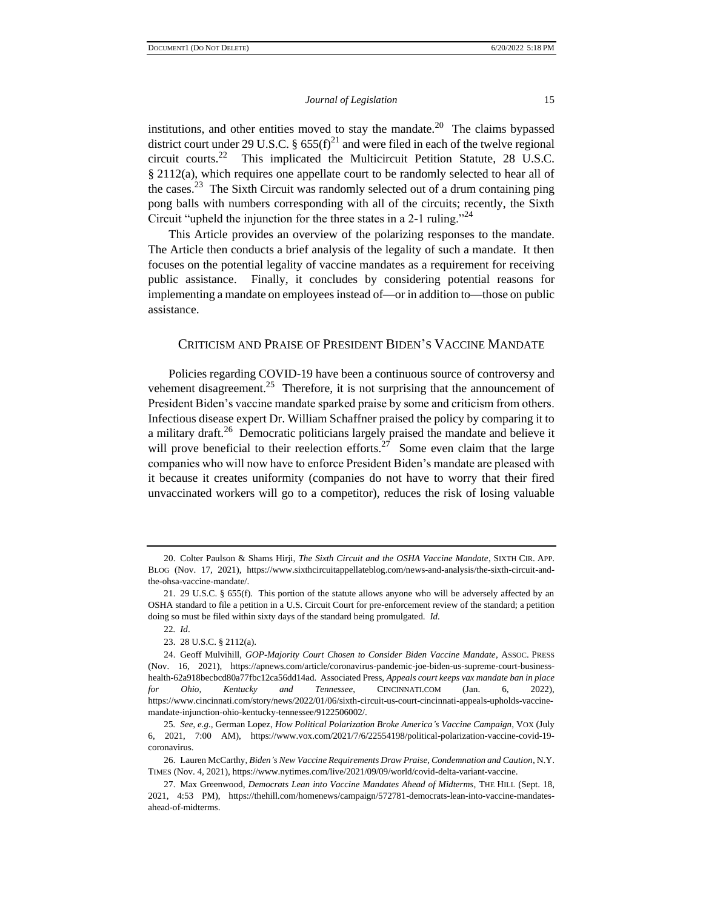institutions, and other entities moved to stay the mandate.[20] The claims bypassed district court under 29 U.S.C. § 655(f)[21] and were filed in each of the twelve regional circuit courts.[22] This implicated the Multicircuit Petition Statute, 28 U.S.C. § 2112(a), which requires one appellate court to be randomly selected to hear all of the cases.[23] The Sixth Circuit was randomly selected out of a drum containing ping pong balls with numbers corresponding with all of the circuits; recently, the Sixth Circuit "upheld the injunction for the three states in a 2-1 ruling."[24]

This Article provides an overview of the polarizing responses to the mandate. The Article then conducts a brief analysis of the legality of such a mandate. It then focuses on the potential legality of vaccine mandates as a requirement for receiving public assistance. Finally, it concludes by considering potential reasons for implementing a mandate on employees instead of—or in addition to—those on public assistance.

## Criticism and Praise of President Biden's Vaccine Mandate

Policies regarding COVID-19 have been a continuous source of controversy and vehement disagreement.[25] Therefore, it is not surprising that the announcement of President Biden's vaccine mandate sparked praise by some and criticism from others. Infectious disease expert Dr. William Schaffner praised the policy by comparing it to a military draft.[26] Democratic politicians largely praised the mandate and believe it will prove beneficial to their reelection efforts.[27] Some even claim that the large companies who will now have to enforce President Biden's mandate are pleased with it because it creates uniformity (companies do not have to worry that their fired unvaccinated workers will go to a competitor), reduces the risk of losing valuable

---

20. Colter Paulson & Shams Hirji, *The Sixth Circuit and the OSHA Vaccine Mandate*, SIXTH CIR. APP. BLOG (Nov. 17, 2021), https://www.sixthcircuitappellateblog.com/news-and-analysis/the-sixth-circuit-and-the-ohsa-vaccine-mandate/.

21. 29 U.S.C. § 655(f). This portion of the statute allows anyone who will be adversely affected by an OSHA standard to file a petition in a U.S. Circuit Court for pre-enforcement review of the standard; a petition doing so must be filed within sixty days of the standard being promulgated. *Id.*

22. *Id*.

23. 28 U.S.C. § 2112(a).

24. Geoff Mulvihill, *GOP-Majority Court Chosen to Consider Biden Vaccine Mandate*, ASSOC. PRESS (Nov. 16, 2021), https://apnews.com/article/coronavirus-pandemic-joe-biden-us-supreme-court-business-health-62a918becbcd80a77fbc12ca56dd14ad. Associated Press, *Appeals court keeps vax mandate ban in place for Ohio, Kentucky and Tennessee*, CINCINNATI.COM (Jan. 6, 2022), https://www.cincinnati.com/story/news/2022/01/06/sixth-circuit-us-court-cincinnati-appeals-upholds-vaccine-mandate-injunction-ohio-kentucky-tennessee/9122506002/.

25. *See, e.g.*, German Lopez, *How Political Polarization Broke America's Vaccine Campaign*, VOX (July 6, 2021, 7:00 AM), https://www.vox.com/2021/7/6/22554198/political-polarization-vaccine-covid-19-coronavirus.

26. Lauren McCarthy, *Biden's New Vaccine Requirements Draw Praise, Condemnation and Caution*, N.Y. TIMES (Nov. 4, 2021), https://www.nytimes.com/live/2021/09/09/world/covid-delta-variant-vaccine.

27. Max Greenwood, *Democrats Lean into Vaccine Mandates Ahead of Midterms*, THE HILL (Sept. 18, 2021, 4:53 PM), https://thehill.com/homenews/campaign/572781-democrats-lean-into-vaccine-mandates-ahead-of-midterms.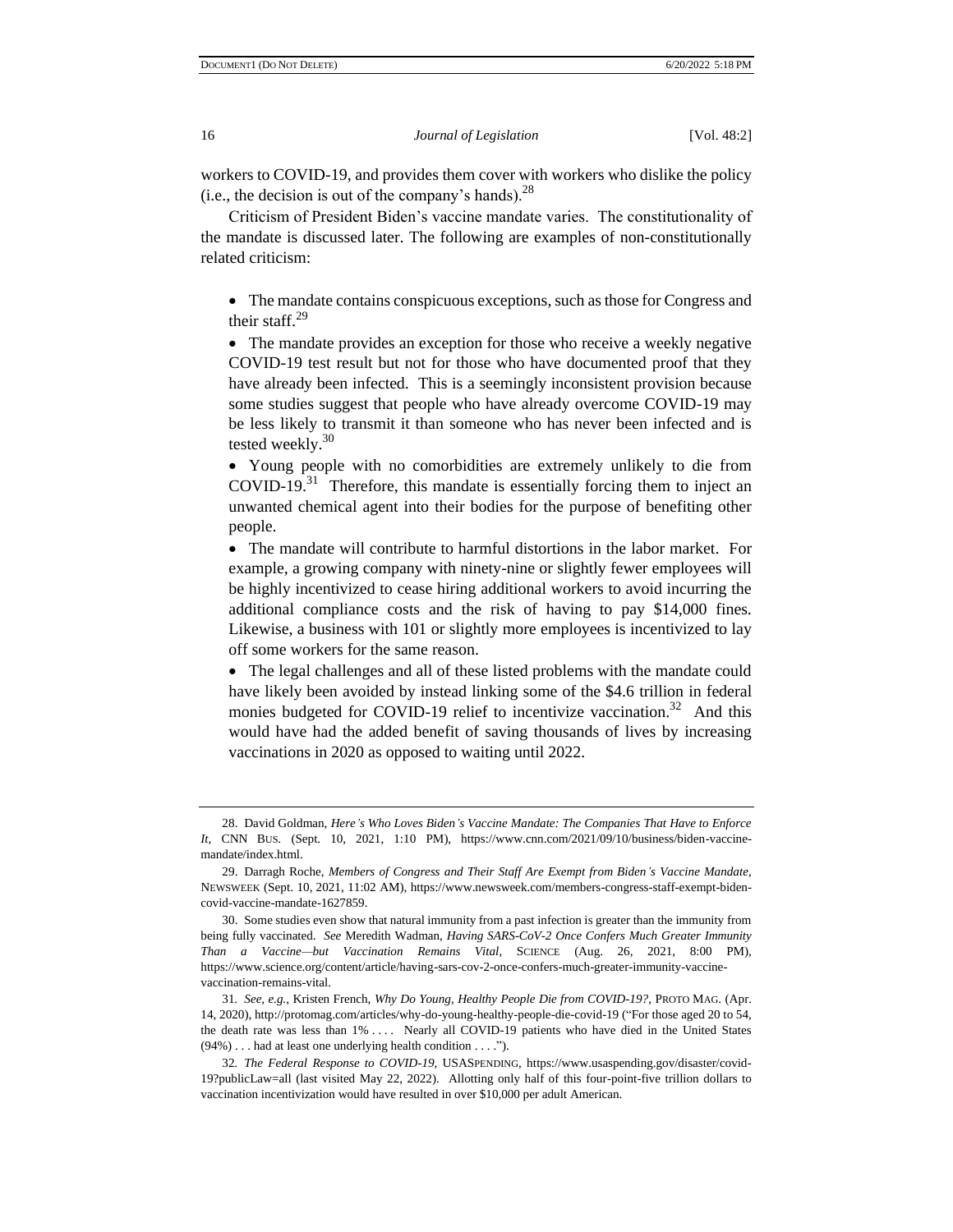workers to COVID-19, and provides them cover with workers who dislike the policy (i.e., the decision is out of the company's hands).[28]

Criticism of President Biden's vaccine mandate varies. The constitutionality of the mandate is discussed later. The following are examples of non-constitutionally related criticism:

- The mandate contains conspicuous exceptions, such as those for Congress and their staff.[29]
- The mandate provides an exception for those who receive a weekly negative COVID-19 test result but not for those who have documented proof that they have already been infected. This is a seemingly inconsistent provision because some studies suggest that people who have already overcome COVID-19 may be less likely to transmit it than someone who has never been infected and is tested weekly.[30]
- Young people with no comorbidities are extremely unlikely to die from COVID-19.[31] Therefore, this mandate is essentially forcing them to inject an unwanted chemical agent into their bodies for the purpose of benefiting other people.
- The mandate will contribute to harmful distortions in the labor market. For example, a growing company with ninety-nine or slightly fewer employees will be highly incentivized to cease hiring additional workers to avoid incurring the additional compliance costs and the risk of having to pay $14,000 fines. Likewise, a business with 101 or slightly more employees is incentivized to lay off some workers for the same reason.
- The legal challenges and all of these listed problems with the mandate could have likely been avoided by instead linking some of the $4.6 trillion in federal monies budgeted for COVID-19 relief to incentivize vaccination.[32] And this would have had the added benefit of saving thousands of lives by increasing vaccinations in 2020 as opposed to waiting until 2022.

---

28. David Goldman, *Here's Who Loves Biden's Vaccine Mandate: The Companies That Have to Enforce It*, CNN BUS. (Sept. 10, 2021, 1:10 PM), https://www.cnn.com/2021/09/10/business/biden-vaccine-mandate/index.html.

29. Darragh Roche, *Members of Congress and Their Staff Are Exempt from Biden's Vaccine Mandate*, NEWSWEEK (Sept. 10, 2021, 11:02 AM), https://www.newsweek.com/members-congress-staff-exempt-biden-covid-vaccine-mandate-1627859.

30. Some studies even show that natural immunity from a past infection is greater than the immunity from being fully vaccinated. *See* Meredith Wadman, *Having SARS-CoV-2 Once Confers Much Greater Immunity Than a Vaccine—but Vaccination Remains Vital*, SCIENCE (Aug. 26, 2021, 8:00 PM), https://www.science.org/content/article/having-sars-cov-2-once-confers-much-greater-immunity-vaccine-vaccination-remains-vital.

31. *See, e.g.*, Kristen French, *Why Do Young, Healthy People Die from COVID-19?*, PROTO MAG. (Apr. 14, 2020), http://protomag.com/articles/why-do-young-healthy-people-die-covid-19 ("For those aged 20 to 54, the death rate was less than 1% . . . . Nearly all COVID-19 patients who have died in the United States (94%) . . . had at least one underlying health condition . . . .").

32. *The Federal Response to COVID-19*, USASPENDING, https://www.usaspending.gov/disaster/covid-19?publicLaw=all (last visited May 22, 2022). Allotting only half of this four-point-five trillion dollars to vaccination incentivization would have resulted in over $10,000 per adult American.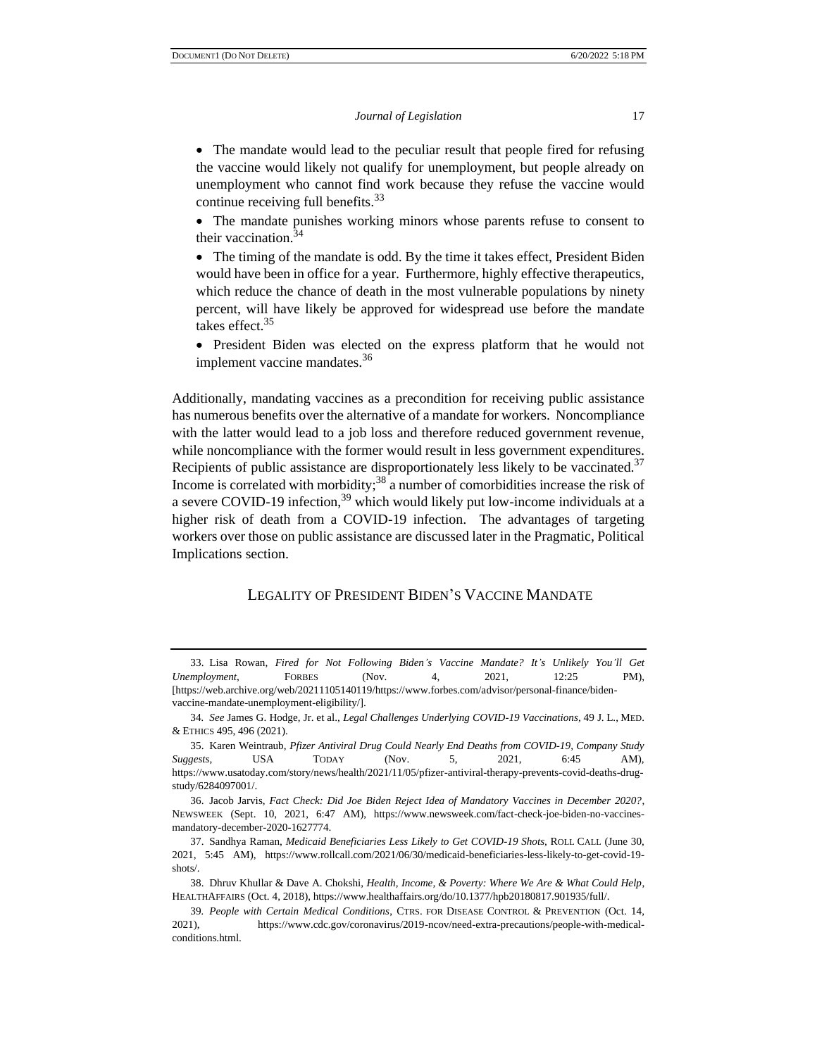- The mandate would lead to the peculiar result that people fired for refusing the vaccine would likely not qualify for unemployment, but people already on unemployment who cannot find work because they refuse the vaccine would continue receiving full benefits.[33]
- The mandate punishes working minors whose parents refuse to consent to their vaccination.[34]
- The timing of the mandate is odd. By the time it takes effect, President Biden would have been in office for a year. Furthermore, highly effective therapeutics, which reduce the chance of death in the most vulnerable populations by ninety percent, will have likely be approved for widespread use before the mandate takes effect.[35]
- President Biden was elected on the express platform that he would not implement vaccine mandates.[36]

Additionally, mandating vaccines as a precondition for receiving public assistance has numerous benefits over the alternative of a mandate for workers. Noncompliance with the latter would lead to a job loss and therefore reduced government revenue, while noncompliance with the former would result in less government expenditures. Recipients of public assistance are disproportionately less likely to be vaccinated.[37] Income is correlated with morbidity;[38] a number of comorbidities increase the risk of a severe COVID-19 infection,[39] which would likely put low-income individuals at a higher risk of death from a COVID-19 infection. The advantages of targeting workers over those on public assistance are discussed later in the Pragmatic, Political Implications section.

## LEGALITY OF PRESIDENT BIDEN'S VACCINE MANDATE

---

33. Lisa Rowan, *Fired for Not Following Biden's Vaccine Mandate? It's Unlikely You'll Get Unemployment*, FORBES (Nov. 4, 2021, 12:25 PM), [https://web.archive.org/web/20211105140119/https://www.forbes.com/advisor/personal-finance/biden-vaccine-mandate-unemployment-eligibility/].

34. *See* James G. Hodge, Jr. et al., *Legal Challenges Underlying COVID-19 Vaccinations*, 49 J. L., MED. & ETHICS 495, 496 (2021).

35. Karen Weintraub, *Pfizer Antiviral Drug Could Nearly End Deaths from COVID-19, Company Study Suggests*, USA TODAY (Nov. 5, 2021, 6:45 AM), https://www.usatoday.com/story/news/health/2021/11/05/pfizer-antiviral-therapy-prevents-covid-deaths-drug-study/6284097001/.

36. Jacob Jarvis, *Fact Check: Did Joe Biden Reject Idea of Mandatory Vaccines in December 2020?*, NEWSWEEK (Sept. 10, 2021, 6:47 AM), https://www.newsweek.com/fact-check-joe-biden-no-vaccines-mandatory-december-2020-1627774.

37. Sandhya Raman, *Medicaid Beneficiaries Less Likely to Get COVID-19 Shots*, ROLL CALL (June 30, 2021, 5:45 AM), https://www.rollcall.com/2021/06/30/medicaid-beneficiaries-less-likely-to-get-covid-19-shots/.

38. Dhruv Khullar & Dave A. Chokshi, *Health, Income, & Poverty: Where We Are & What Could Help*, HEALTHAFFAIRS (Oct. 4, 2018), https://www.healthaffairs.org/do/10.1377/hpb20180817.901935/full/.

39. *People with Certain Medical Conditions*, CTRS. FOR DISEASE CONTROL & PREVENTION (Oct. 14, 2021), https://www.cdc.gov/coronavirus/2019-ncov/need-extra-precautions/people-with-medical-conditions.html.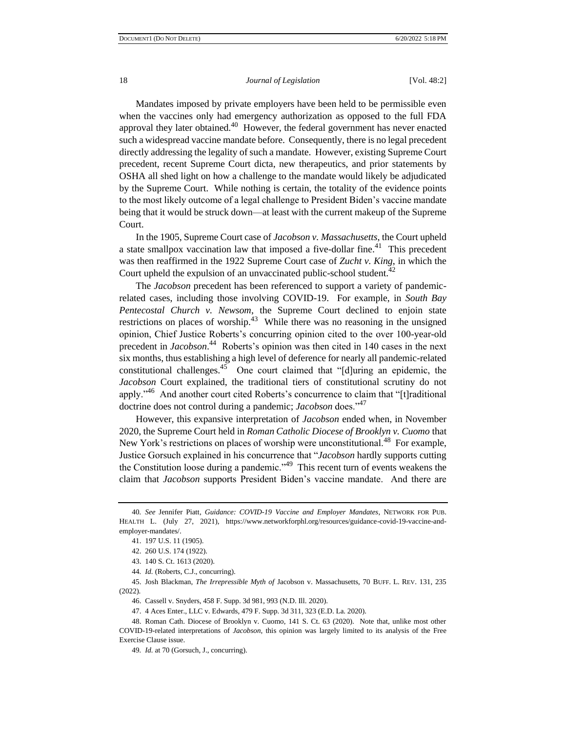Mandates imposed by private employers have been held to be permissible even when the vaccines only had emergency authorization as opposed to the full FDA approval they later obtained.[40] However, the federal government has never enacted such a widespread vaccine mandate before. Consequently, there is no legal precedent directly addressing the legality of such a mandate. However, existing Supreme Court precedent, recent Supreme Court dicta, new therapeutics, and prior statements by OSHA all shed light on how a challenge to the mandate would likely be adjudicated by the Supreme Court. While nothing is certain, the totality of the evidence points to the most likely outcome of a legal challenge to President Biden's vaccine mandate being that it would be struck down—at least with the current makeup of the Supreme Court.

In the 1905, Supreme Court case of *Jacobson v. Massachusetts*, the Court upheld a state smallpox vaccination law that imposed a five-dollar fine.[41] This precedent was then reaffirmed in the 1922 Supreme Court case of *Zucht v. King*, in which the Court upheld the expulsion of an unvaccinated public-school student.[42]

The *Jacobson* precedent has been referenced to support a variety of pandemic-related cases, including those involving COVID-19. For example, in *South Bay Pentecostal Church v. Newsom*, the Supreme Court declined to enjoin state restrictions on places of worship.[43] While there was no reasoning in the unsigned opinion, Chief Justice Roberts's concurring opinion cited to the over 100-year-old precedent in *Jacobson*.[44] Roberts's opinion was then cited in 140 cases in the next six months, thus establishing a high level of deference for nearly all pandemic-related constitutional challenges.[45] One court claimed that "[d]uring an epidemic, the *Jacobson* Court explained, the traditional tiers of constitutional scrutiny do not apply."[46] And another court cited Roberts's concurrence to claim that "[t]raditional doctrine does not control during a pandemic; *Jacobson* does."[47]

However, this expansive interpretation of *Jacobson* ended when, in November 2020, the Supreme Court held in *Roman Catholic Diocese of Brooklyn v. Cuomo* that New York's restrictions on places of worship were unconstitutional.[48] For example, Justice Gorsuch explained in his concurrence that "*Jacobson* hardly supports cutting the Constitution loose during a pandemic."[49] This recent turn of events weakens the claim that *Jacobson* supports President Biden's vaccine mandate. And there are

---

40. *See* Jennifer Piatt, *Guidance: COVID-19 Vaccine and Employer Mandates*, NETWORK FOR PUB. HEALTH L. (July 27, 2021), https://www.networkforphl.org/resources/guidance-covid-19-vaccine-and-employer-mandates/.

41. 197 U.S. 11 (1905).

42. 260 U.S. 174 (1922).

43. 140 S. Ct. 1613 (2020).

44. *Id.* (Roberts, C.J., concurring).

45. Josh Blackman, *The Irrepressible Myth of* Jacobson v. Massachusetts, 70 BUFF. L. REV. 131, 235 (2022).

46. Cassell v. Snyders, 458 F. Supp. 3d 981, 993 (N.D. Ill. 2020).

47. 4 Aces Enter., LLC v. Edwards, 479 F. Supp. 3d 311, 323 (E.D. La. 2020).

48. Roman Cath. Diocese of Brooklyn v. Cuomo, 141 S. Ct. 63 (2020). Note that, unlike most other COVID-19-related interpretations of *Jacobson*, this opinion was largely limited to its analysis of the Free Exercise Clause issue.

49. *Id.* at 70 (Gorsuch, J., concurring).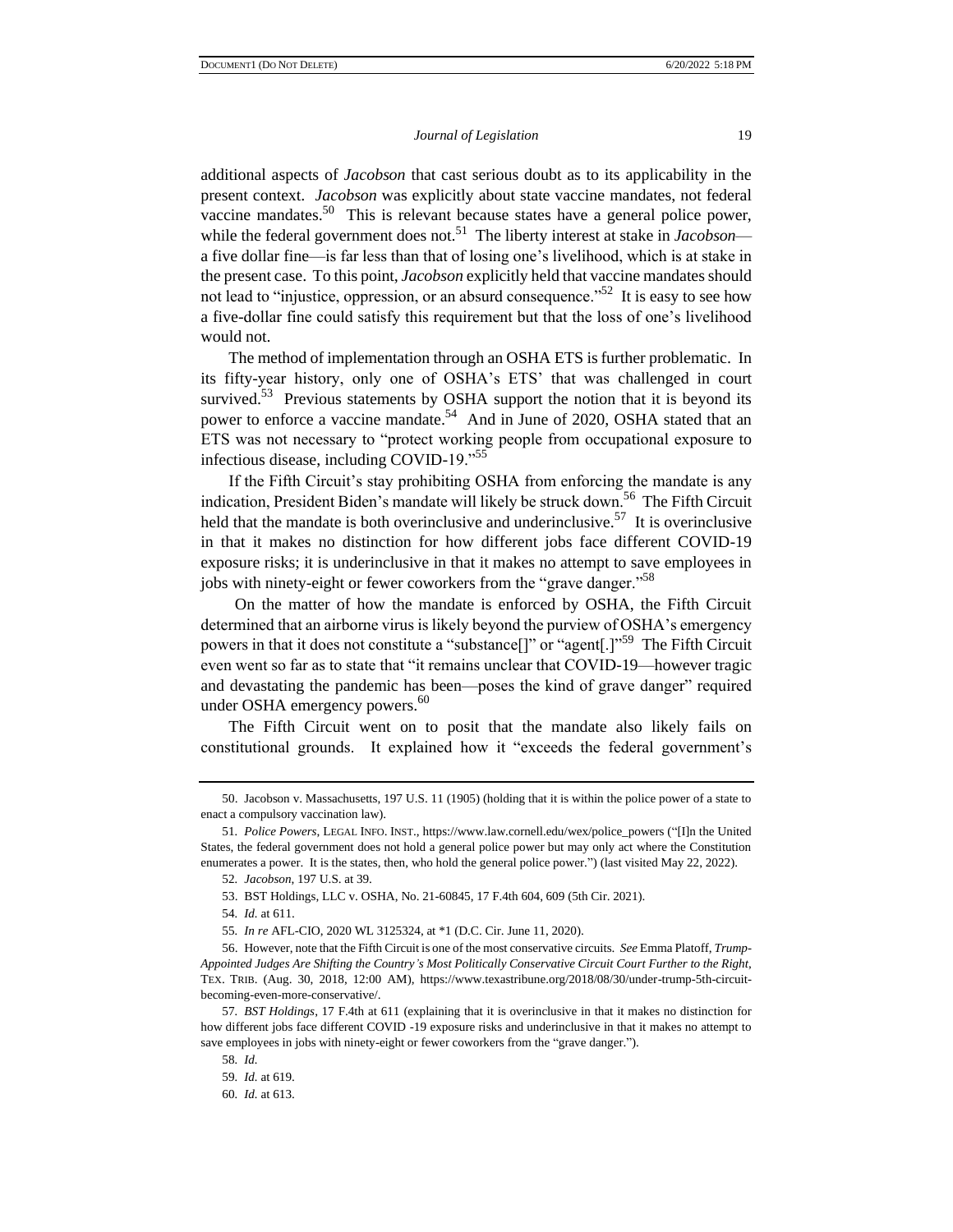additional aspects of *Jacobson* that cast serious doubt as to its applicability in the present context. *Jacobson* was explicitly about state vaccine mandates, not federal vaccine mandates.[50] This is relevant because states have a general police power, while the federal government does not.[51] The liberty interest at stake in *Jacobson*—a five dollar fine—is far less than that of losing one's livelihood, which is at stake in the present case. To this point, *Jacobson* explicitly held that vaccine mandates should not lead to "injustice, oppression, or an absurd consequence."[52] It is easy to see how a five-dollar fine could satisfy this requirement but that the loss of one's livelihood would not.

The method of implementation through an OSHA ETS is further problematic. In its fifty-year history, only one of OSHA's ETS' that was challenged in court survived.[53] Previous statements by OSHA support the notion that it is beyond its power to enforce a vaccine mandate.[54] And in June of 2020, OSHA stated that an ETS was not necessary to "protect working people from occupational exposure to infectious disease, including COVID-19."[55]

If the Fifth Circuit's stay prohibiting OSHA from enforcing the mandate is any indication, President Biden's mandate will likely be struck down.[56] The Fifth Circuit held that the mandate is both overinclusive and underinclusive.[57] It is overinclusive in that it makes no distinction for how different jobs face different COVID-19 exposure risks; it is underinclusive in that it makes no attempt to save employees in jobs with ninety-eight or fewer coworkers from the "grave danger."[58]

On the matter of how the mandate is enforced by OSHA, the Fifth Circuit determined that an airborne virus is likely beyond the purview of OSHA's emergency powers in that it does not constitute a "substance[]" or "agent[.]"[59] The Fifth Circuit even went so far as to state that "it remains unclear that COVID-19—however tragic and devastating the pandemic has been—poses the kind of grave danger" required under OSHA emergency powers.[60]

The Fifth Circuit went on to posit that the mandate also likely fails on constitutional grounds. It explained how it "exceeds the federal government's

---

50. Jacobson v. Massachusetts, 197 U.S. 11 (1905) (holding that it is within the police power of a state to enact a compulsory vaccination law).

51. *Police Powers*, LEGAL INFO. INST., https://www.law.cornell.edu/wex/police_powers ("[I]n the United States, the federal government does not hold a general police power but may only act where the Constitution enumerates a power. It is the states, then, who hold the general police power.") (last visited May 22, 2022).

52. *Jacobson*, 197 U.S. at 39.

53. BST Holdings, LLC v. OSHA, No. 21-60845, 17 F.4th 604, 609 (5th Cir. 2021).

54. *Id.* at 611.

55. *In re* AFL-CIO, 2020 WL 3125324, at *1 (D.C. Cir. June 11, 2020).

56. However, note that the Fifth Circuit is one of the most conservative circuits. *See* Emma Platoff, *Trump-Appointed Judges Are Shifting the Country's Most Politically Conservative Circuit Court Further to the Right*, TEX. TRIB. (Aug. 30, 2018, 12:00 AM), https://www.texastribune.org/2018/08/30/under-trump-5th-circuit-becoming-even-more-conservative/.

57. *BST Holdings*, 17 F.4th at 611 (explaining that it is overinclusive in that it makes no distinction for how different jobs face different COVID -19 exposure risks and underinclusive in that it makes no attempt to save employees in jobs with ninety-eight or fewer coworkers from the "grave danger.").

58. *Id.*

59. *Id.* at 619.

60. *Id.* at 613.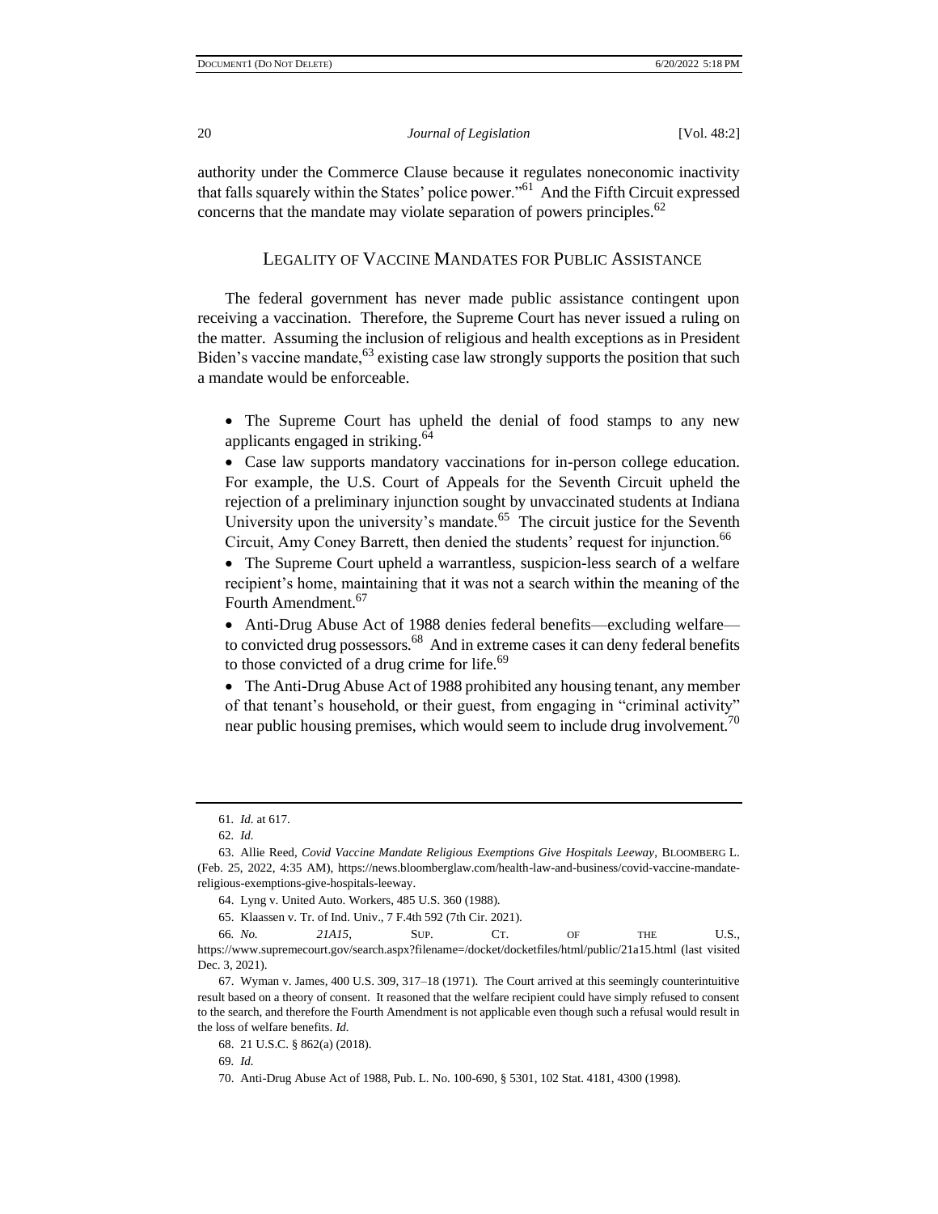authority under the Commerce Clause because it regulates noneconomic inactivity that falls squarely within the States' police power."[61] And the Fifth Circuit expressed concerns that the mandate may violate separation of powers principles.[62]

## LEGALITY OF VACCINE MANDATES FOR PUBLIC ASSISTANCE

The federal government has never made public assistance contingent upon receiving a vaccination. Therefore, the Supreme Court has never issued a ruling on the matter. Assuming the inclusion of religious and health exceptions as in President Biden's vaccine mandate,[63] existing case law strongly supports the position that such a mandate would be enforceable.

- The Supreme Court has upheld the denial of food stamps to any new applicants engaged in striking.[64]
- Case law supports mandatory vaccinations for in-person college education. For example, the U.S. Court of Appeals for the Seventh Circuit upheld the rejection of a preliminary injunction sought by unvaccinated students at Indiana University upon the university's mandate.[65] The circuit justice for the Seventh Circuit, Amy Coney Barrett, then denied the students' request for injunction.[66]
- The Supreme Court upheld a warrantless, suspicion-less search of a welfare recipient's home, maintaining that it was not a search within the meaning of the Fourth Amendment.[67]
- Anti-Drug Abuse Act of 1988 denies federal benefits—excluding welfare—to convicted drug possessors.[68] And in extreme cases it can deny federal benefits to those convicted of a drug crime for life.[69]
- The Anti-Drug Abuse Act of 1988 prohibited any housing tenant, any member of that tenant's household, or their guest, from engaging in "criminal activity" near public housing premises, which would seem to include drug involvement.[70]

---

61. *Id.* at 617.

62. *Id.*

63. Allie Reed, *Covid Vaccine Mandate Religious Exemptions Give Hospitals Leeway*, BLOOMBERG L. (Feb. 25, 2022, 4:35 AM), https://news.bloomberglaw.com/health-law-and-business/covid-vaccine-mandate-religious-exemptions-give-hospitals-leeway.

64. Lyng v. United Auto. Workers, 485 U.S. 360 (1988).

65. Klaassen v. Tr. of Ind. Univ., 7 F.4th 592 (7th Cir. 2021).

66. *No. 21A15*, SUP. CT. OF THE U.S., https://www.supremecourt.gov/search.aspx?filename=/docket/docketfiles/html/public/21a15.html (last visited Dec. 3, 2021).

67. Wyman v. James, 400 U.S. 309, 317–18 (1971). The Court arrived at this seemingly counterintuitive result based on a theory of consent. It reasoned that the welfare recipient could have simply refused to consent to the search, and therefore the Fourth Amendment is not applicable even though such a refusal would result in the loss of welfare benefits. *Id.*

68. 21 U.S.C. § 862(a) (2018).

69. *Id.*

70. Anti-Drug Abuse Act of 1988, Pub. L. No. 100-690, § 5301, 102 Stat. 4181, 4300 (1998).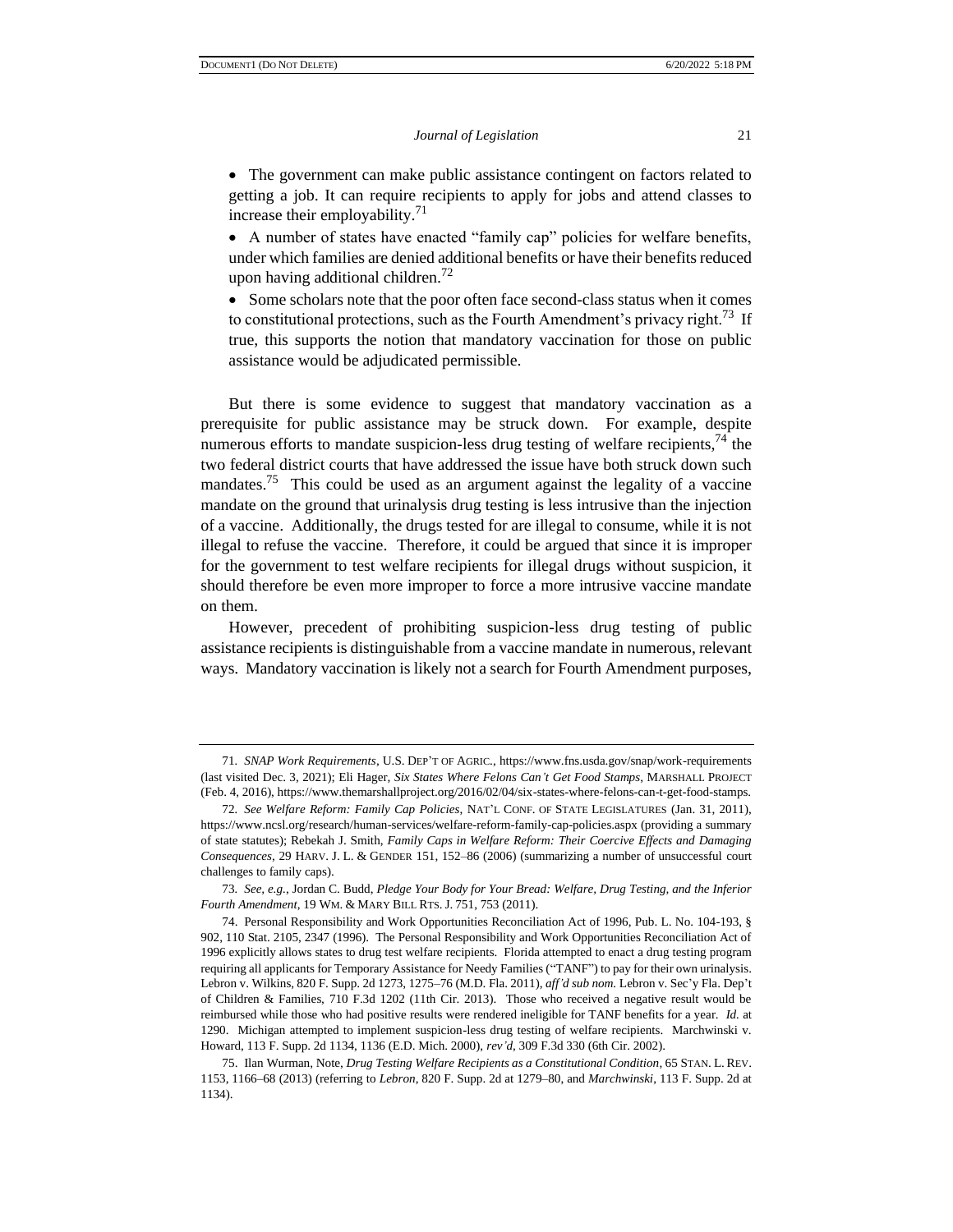- The government can make public assistance contingent on factors related to getting a job. It can require recipients to apply for jobs and attend classes to increase their employability.[71]
- A number of states have enacted "family cap" policies for welfare benefits, under which families are denied additional benefits or have their benefits reduced upon having additional children.[72]
- Some scholars note that the poor often face second-class status when it comes to constitutional protections, such as the Fourth Amendment's privacy right.[73] If true, this supports the notion that mandatory vaccination for those on public assistance would be adjudicated permissible.

But there is some evidence to suggest that mandatory vaccination as a prerequisite for public assistance may be struck down. For example, despite numerous efforts to mandate suspicion-less drug testing of welfare recipients,[74] the two federal district courts that have addressed the issue have both struck down such mandates.[75] This could be used as an argument against the legality of a vaccine mandate on the ground that urinalysis drug testing is less intrusive than the injection of a vaccine. Additionally, the drugs tested for are illegal to consume, while it is not illegal to refuse the vaccine. Therefore, it could be argued that since it is improper for the government to test welfare recipients for illegal drugs without suspicion, it should therefore be even more improper to force a more intrusive vaccine mandate on them.

However, precedent of prohibiting suspicion-less drug testing of public assistance recipients is distinguishable from a vaccine mandate in numerous, relevant ways. Mandatory vaccination is likely not a search for Fourth Amendment purposes,

---

71. *SNAP Work Requirements*, U.S. DEP'T OF AGRIC., https://www.fns.usda.gov/snap/work-requirements (last visited Dec. 3, 2021); Eli Hager, *Six States Where Felons Can't Get Food Stamps*, MARSHALL PROJECT (Feb. 4, 2016), https://www.themarshallproject.org/2016/02/04/six-states-where-felons-can-t-get-food-stamps.

72. *See Welfare Reform: Family Cap Policies*, NAT'L CONF. OF STATE LEGISLATURES (Jan. 31, 2011), https://www.ncsl.org/research/human-services/welfare-reform-family-cap-policies.aspx (providing a summary of state statutes); Rebekah J. Smith, *Family Caps in Welfare Reform: Their Coercive Effects and Damaging Consequences*, 29 HARV. J. L. & GENDER 151, 152–86 (2006) (summarizing a number of unsuccessful court challenges to family caps).

73. *See, e.g.*, Jordan C. Budd, *Pledge Your Body for Your Bread: Welfare, Drug Testing, and the Inferior Fourth Amendment*, 19 WM. & MARY BILL RTS. J. 751, 753 (2011).

74. Personal Responsibility and Work Opportunities Reconciliation Act of 1996, Pub. L. No. 104-193, § 902, 110 Stat. 2105, 2347 (1996). The Personal Responsibility and Work Opportunities Reconciliation Act of 1996 explicitly allows states to drug test welfare recipients. Florida attempted to enact a drug testing program requiring all applicants for Temporary Assistance for Needy Families ("TANF") to pay for their own urinalysis. Lebron v. Wilkins, 820 F. Supp. 2d 1273, 1275–76 (M.D. Fla. 2011), *aff'd sub nom.* Lebron v. Sec'y Fla. Dep't of Children & Families, 710 F.3d 1202 (11th Cir. 2013). Those who received a negative result would be reimbursed while those who had positive results were rendered ineligible for TANF benefits for a year. *Id.* at 1290. Michigan attempted to implement suspicion-less drug testing of welfare recipients. Marchwinski v. Howard, 113 F. Supp. 2d 1134, 1136 (E.D. Mich. 2000), *rev'd*, 309 F.3d 330 (6th Cir. 2002).

75. Ilan Wurman, Note, *Drug Testing Welfare Recipients as a Constitutional Condition*, 65 STAN. L. REV. 1153, 1166–68 (2013) (referring to *Lebron*, 820 F. Supp. 2d at 1279–80, and *Marchwinski*, 113 F. Supp. 2d at 1134).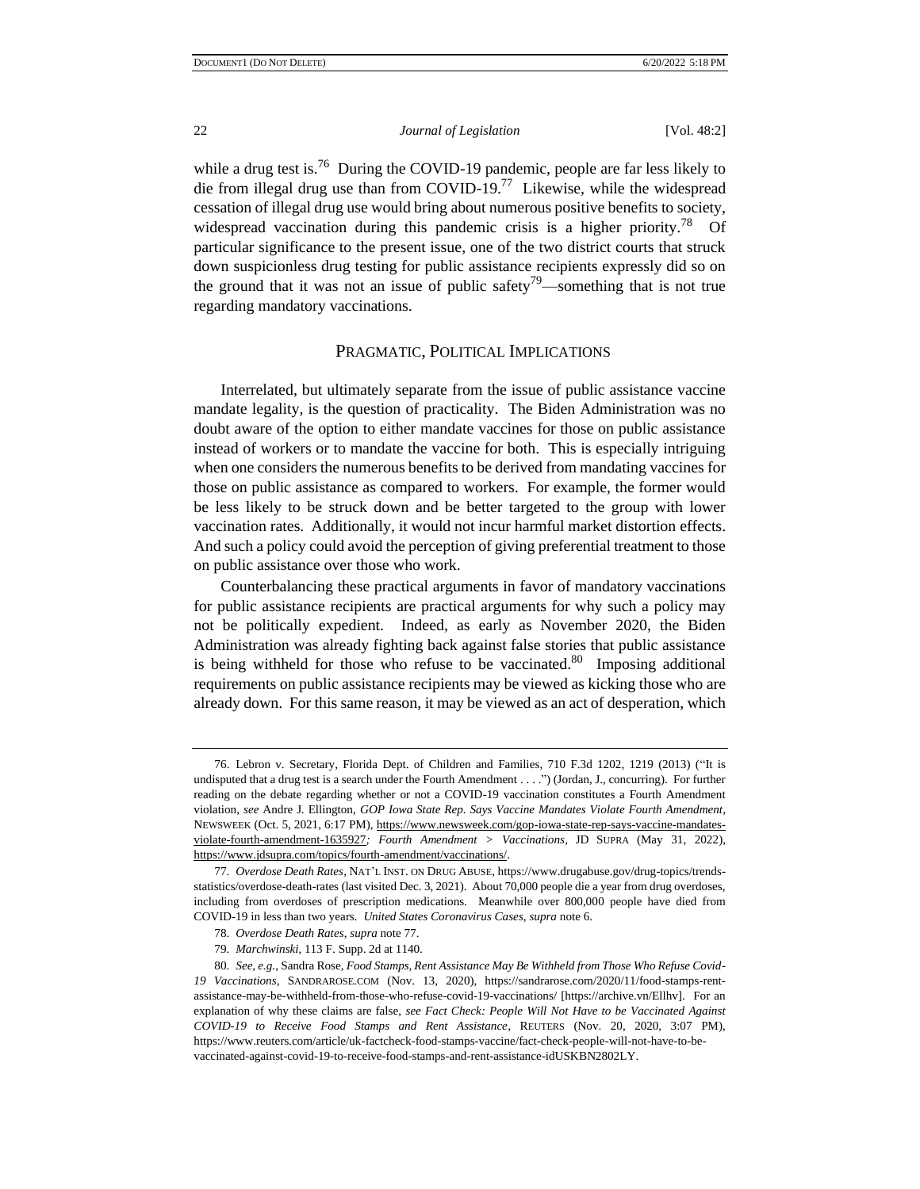while a drug test is.[76] During the COVID-19 pandemic, people are far less likely to die from illegal drug use than from COVID-19.[77] Likewise, while the widespread cessation of illegal drug use would bring about numerous positive benefits to society, widespread vaccination during this pandemic crisis is a higher priority.[78] Of particular significance to the present issue, one of the two district courts that struck down suspicionless drug testing for public assistance recipients expressly did so on the ground that it was not an issue of public safety[79]—something that is not true regarding mandatory vaccinations.

## PRAGMATIC, POLITICAL IMPLICATIONS

Interrelated, but ultimately separate from the issue of public assistance vaccine mandate legality, is the question of practicality. The Biden Administration was no doubt aware of the option to either mandate vaccines for those on public assistance instead of workers or to mandate the vaccine for both. This is especially intriguing when one considers the numerous benefits to be derived from mandating vaccines for those on public assistance as compared to workers. For example, the former would be less likely to be struck down and be better targeted to the group with lower vaccination rates. Additionally, it would not incur harmful market distortion effects. And such a policy could avoid the perception of giving preferential treatment to those on public assistance over those who work.

Counterbalancing these practical arguments in favor of mandatory vaccinations for public assistance recipients are practical arguments for why such a policy may not be politically expedient. Indeed, as early as November 2020, the Biden Administration was already fighting back against false stories that public assistance is being withheld for those who refuse to be vaccinated.[80] Imposing additional requirements on public assistance recipients may be viewed as kicking those who are already down. For this same reason, it may be viewed as an act of desperation, which

---

76. Lebron v. Secretary, Florida Dept. of Children and Families, 710 F.3d 1202, 1219 (2013) ("It is undisputed that a drug test is a search under the Fourth Amendment . . . .") (Jordan, J., concurring). For further reading on the debate regarding whether or not a COVID-19 vaccination constitutes a Fourth Amendment violation, *see* Andre J. Ellington, *GOP Iowa State Rep. Says Vaccine Mandates Violate Fourth Amendment*, NEWSWEEK (Oct. 5, 2021, 6:17 PM), https://www.newsweek.com/gop-iowa-state-rep-says-vaccine-mandates-violate-fourth-amendment-1635927*; Fourth Amendment > Vaccinations*, JD SUPRA (May 31, 2022), https://www.jdsupra.com/topics/fourth-amendment/vaccinations/.

77. *Overdose Death Rates*, NAT'L INST. ON DRUG ABUSE, https://www.drugabuse.gov/drug-topics/trends-statistics/overdose-death-rates (last visited Dec. 3, 2021). About 70,000 people die a year from drug overdoses, including from overdoses of prescription medications. Meanwhile over 800,000 people have died from COVID-19 in less than two years. *United States Coronavirus Cases, supra* note 6.

78. *Overdose Death Rates*, *supra* note 77.

79. *Marchwinski*, 113 F. Supp. 2d at 1140.

80. *See, e.g.*, Sandra Rose, *Food Stamps, Rent Assistance May Be Withheld from Those Who Refuse Covid-19 Vaccinations*, SANDRAROSE.COM (Nov. 13, 2020), https://sandrarose.com/2020/11/food-stamps-rent-assistance-may-be-withheld-from-those-who-refuse-covid-19-vaccinations/ [https://archive.vn/Ellhv]. For an explanation of why these claims are false, *see Fact Check: People Will Not Have to be Vaccinated Against COVID-19 to Receive Food Stamps and Rent Assistance*, REUTERS (Nov. 20, 2020, 3:07 PM), https://www.reuters.com/article/uk-factcheck-food-stamps-vaccine/fact-check-people-will-not-have-to-be-vaccinated-against-covid-19-to-receive-food-stamps-and-rent-assistance-idUSKBN2802LY.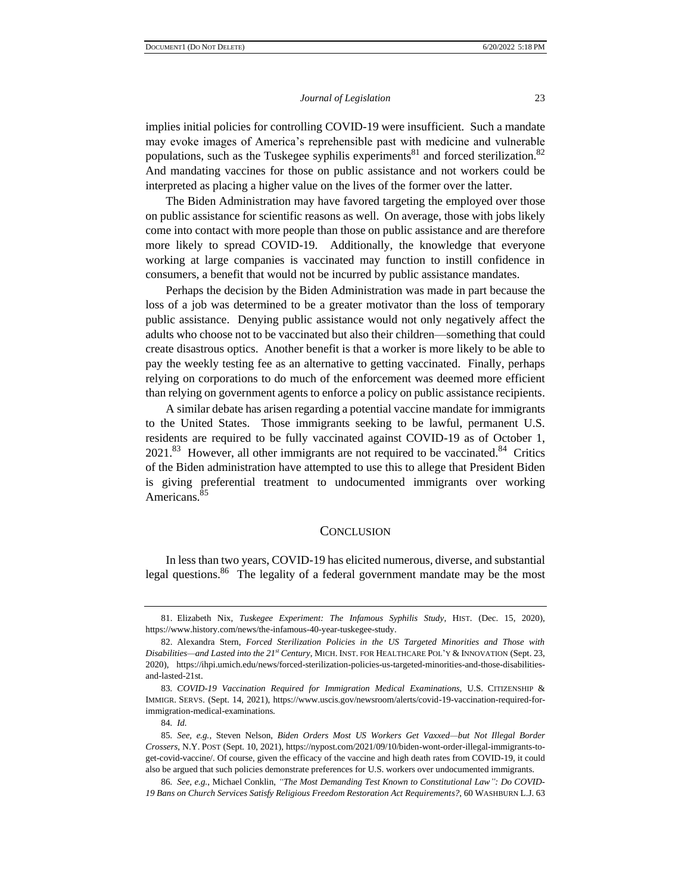implies initial policies for controlling COVID-19 were insufficient. Such a mandate may evoke images of America's reprehensible past with medicine and vulnerable populations, such as the Tuskegee syphilis experiments[81] and forced sterilization.[82] And mandating vaccines for those on public assistance and not workers could be interpreted as placing a higher value on the lives of the former over the latter.

The Biden Administration may have favored targeting the employed over those on public assistance for scientific reasons as well. On average, those with jobs likely come into contact with more people than those on public assistance and are therefore more likely to spread COVID-19. Additionally, the knowledge that everyone working at large companies is vaccinated may function to instill confidence in consumers, a benefit that would not be incurred by public assistance mandates.

Perhaps the decision by the Biden Administration was made in part because the loss of a job was determined to be a greater motivator than the loss of temporary public assistance. Denying public assistance would not only negatively affect the adults who choose not to be vaccinated but also their children—something that could create disastrous optics. Another benefit is that a worker is more likely to be able to pay the weekly testing fee as an alternative to getting vaccinated. Finally, perhaps relying on corporations to do much of the enforcement was deemed more efficient than relying on government agents to enforce a policy on public assistance recipients.

A similar debate has arisen regarding a potential vaccine mandate for immigrants to the United States. Those immigrants seeking to be lawful, permanent U.S. residents are required to be fully vaccinated against COVID-19 as of October 1, 2021.[83] However, all other immigrants are not required to be vaccinated.[84] Critics of the Biden administration have attempted to use this to allege that President Biden is giving preferential treatment to undocumented immigrants over working Americans.[85]

## CONCLUSION

In less than two years, COVID-19 has elicited numerous, diverse, and substantial legal questions.[86] The legality of a federal government mandate may be the most

---

81. Elizabeth Nix, *Tuskegee Experiment: The Infamous Syphilis Study*, HIST. (Dec. 15, 2020), https://www.history.com/news/the-infamous-40-year-tuskegee-study.

82. Alexandra Stern, *Forced Sterilization Policies in the US Targeted Minorities and Those with Disabilities—and Lasted into the 21st Century*, MICH. INST. FOR HEALTHCARE POL'Y & INNOVATION (Sept. 23, 2020), https://ihpi.umich.edu/news/forced-sterilization-policies-us-targeted-minorities-and-those-disabilities-and-lasted-21st.

83. *COVID-19 Vaccination Required for Immigration Medical Examinations*, U.S. CITIZENSHIP & IMMIGR. SERVS. (Sept. 14, 2021), https://www.uscis.gov/newsroom/alerts/covid-19-vaccination-required-for-immigration-medical-examinations.

84. *Id.*

85. *See, e.g.*, Steven Nelson, *Biden Orders Most US Workers Get Vaxxed—but Not Illegal Border Crossers*, N.Y. POST (Sept. 10, 2021), https://nypost.com/2021/09/10/biden-wont-order-illegal-immigrants-to-get-covid-vaccine/. Of course, given the efficacy of the vaccine and high death rates from COVID-19, it could also be argued that such policies demonstrate preferences for U.S. workers over undocumented immigrants.

86. *See, e.g.*, Michael Conklin, *"The Most Demanding Test Known to Constitutional Law": Do COVID-19 Bans on Church Services Satisfy Religious Freedom Restoration Act Requirements?*, 60 WASHBURN L.J. 63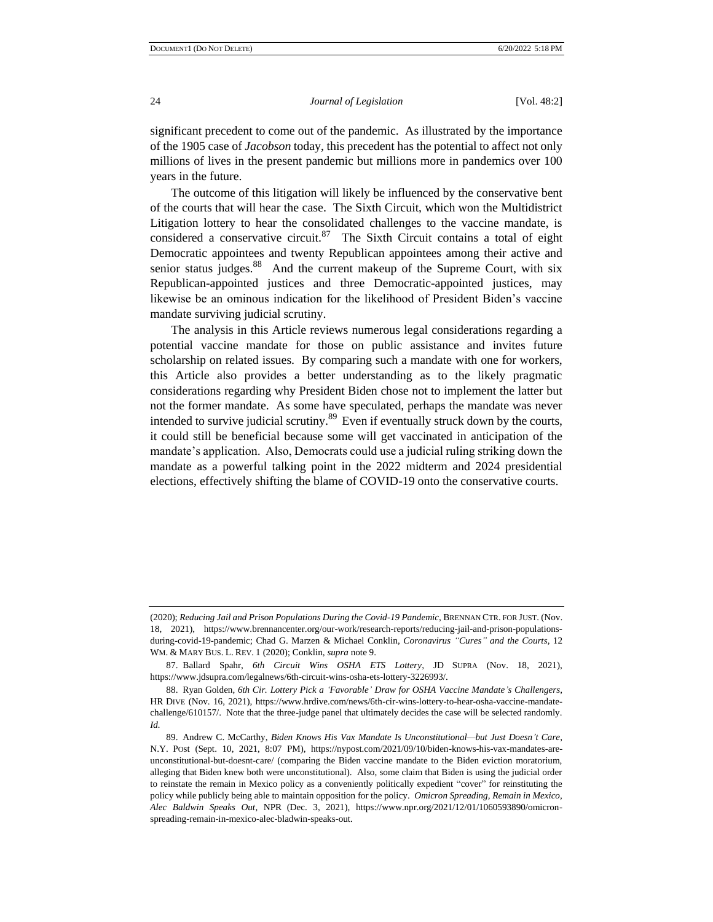significant precedent to come out of the pandemic. As illustrated by the importance of the 1905 case of *Jacobson* today, this precedent has the potential to affect not only millions of lives in the present pandemic but millions more in pandemics over 100 years in the future.

The outcome of this litigation will likely be influenced by the conservative bent of the courts that will hear the case. The Sixth Circuit, which won the Multidistrict Litigation lottery to hear the consolidated challenges to the vaccine mandate, is considered a conservative circuit.[87] The Sixth Circuit contains a total of eight Democratic appointees and twenty Republican appointees among their active and senior status judges.[88] And the current makeup of the Supreme Court, with six Republican-appointed justices and three Democratic-appointed justices, may likewise be an ominous indication for the likelihood of President Biden's vaccine mandate surviving judicial scrutiny.

The analysis in this Article reviews numerous legal considerations regarding a potential vaccine mandate for those on public assistance and invites future scholarship on related issues. By comparing such a mandate with one for workers, this Article also provides a better understanding as to the likely pragmatic considerations regarding why President Biden chose not to implement the latter but not the former mandate. As some have speculated, perhaps the mandate was never intended to survive judicial scrutiny.[89] Even if eventually struck down by the courts, it could still be beneficial because some will get vaccinated in anticipation of the mandate's application. Also, Democrats could use a judicial ruling striking down the mandate as a powerful talking point in the 2022 midterm and 2024 presidential elections, effectively shifting the blame of COVID-19 onto the conservative courts.

---

(2020); *Reducing Jail and Prison Populations During the Covid-19 Pandemic*, BRENNAN CTR. FOR JUST. (Nov. 18, 2021), https://www.brennancenter.org/our-work/research-reports/reducing-jail-and-prison-populations-during-covid-19-pandemic; Chad G. Marzen & Michael Conklin, *Coronavirus "Cures" and the Courts*, 12 WM. & MARY BUS. L. REV. 1 (2020); Conklin, *supra* note 9.

87. Ballard Spahr, *6th Circuit Wins OSHA ETS Lottery*, JD SUPRA (Nov. 18, 2021), https://www.jdsupra.com/legalnews/6th-circuit-wins-osha-ets-lottery-3226993/.

88. Ryan Golden, *6th Cir. Lottery Pick a 'Favorable' Draw for OSHA Vaccine Mandate's Challengers*, HR DIVE (Nov. 16, 2021), https://www.hrdive.com/news/6th-cir-wins-lottery-to-hear-osha-vaccine-mandate-challenge/610157/. Note that the three-judge panel that ultimately decides the case will be selected randomly. *Id.*

89. Andrew C. McCarthy, *Biden Knows His Vax Mandate Is Unconstitutional—but Just Doesn't Care*, N.Y. POST (Sept. 10, 2021, 8:07 PM), https://nypost.com/2021/09/10/biden-knows-his-vax-mandates-are-unconstitutional-but-doesnt-care/ (comparing the Biden vaccine mandate to the Biden eviction moratorium, alleging that Biden knew both were unconstitutional). Also, some claim that Biden is using the judicial order to reinstate the remain in Mexico policy as a conveniently politically expedient "cover" for reinstituting the policy while publicly being able to maintain opposition for the policy. *Omicron Spreading, Remain in Mexico, Alec Baldwin Speaks Out*, NPR (Dec. 3, 2021), https://www.npr.org/2021/12/01/1060593890/omicron-spreading-remain-in-mexico-alec-bladwin-speaks-out.